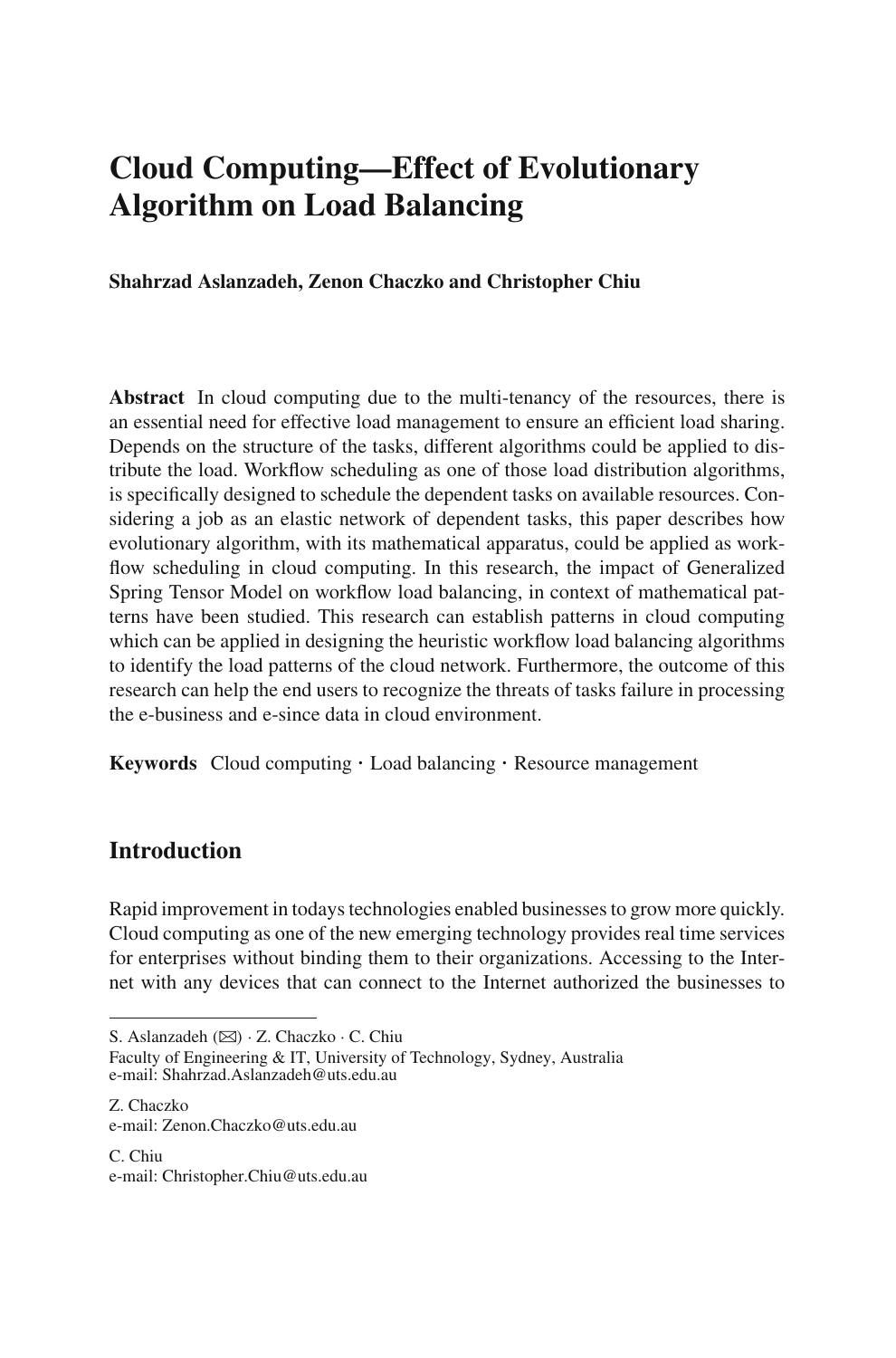# Cloud Computing—Effect of Evolutionary Algorithm on Load Balancing

**Shahrzad Aslanzadeh, Zenon Chaczko and Christopher Chiu**

**Abstract** In cloud computing due to the multi-tenancy of the resources, there is an essential need for effective load management to ensure an efficient load sharing. Depends on the structure of the tasks, different algorithms could be applied to distribute the load. Workflow scheduling as one of those load distribution algorithms, is specifically designed to schedule the dependent tasks on available resources. Considering a job as an elastic network of dependent tasks, this paper describes how evolutionary algorithm, with its mathematical apparatus, could be applied as workflow scheduling in cloud computing. In this research, the impact of Generalized Spring Tensor Model on workflow load balancing, in context of mathematical patterns have been studied. This research can establish patterns in cloud computing which can be applied in designing the heuristic workflow load balancing algorithms to identify the load patterns of the cloud network. Furthermore, the outcome of this research can help the end users to recognize the threats of tasks failure in processing the e-business and e-since data in cloud environment.

**Keywords** Cloud computing · Load balancing · Resource management

## Introduction

Rapid improvement in todays technologies enabled businesses to grow more quickly. Cloud computing as one of the new emerging technology provides real time services for enterprises without binding them to their organizations. Accessing to the Internet with any devices that can connect to the Internet authorized the businesses to

---

S. Aslanzadeh (✉) · Z. Chaczko · C. Chiu
Faculty of Engineering & IT, University of Technology, Sydney, Australia
e-mail: Shahrzad.Aslanzadeh@uts.edu.au

Z. Chaczko
e-mail: Zenon.Chaczko@uts.edu.au

C. Chiu
e-mail: Christopher.Chiu@uts.edu.au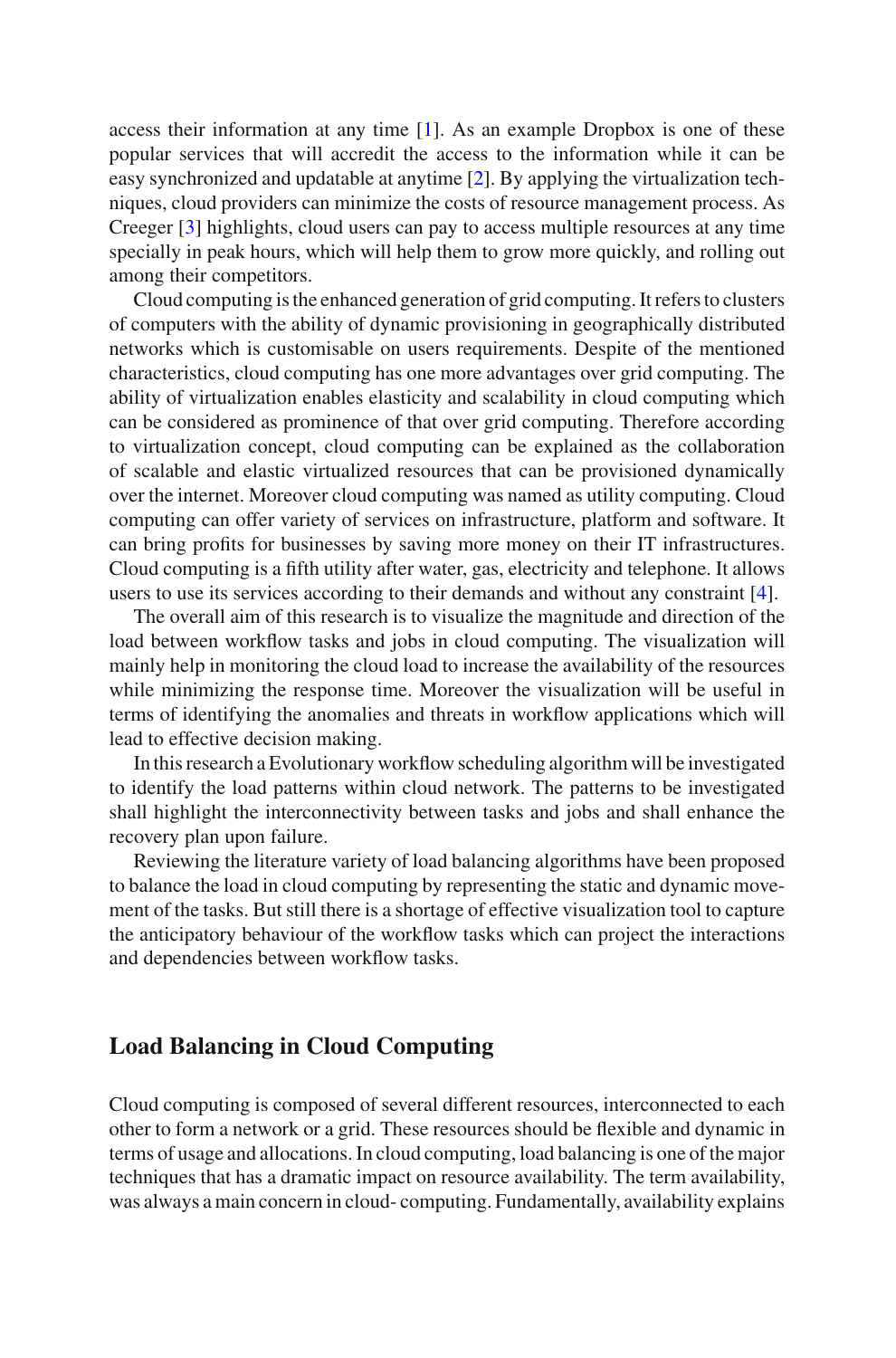access their information at any time [1]. As an example Dropbox is one of these popular services that will accredit the access to the information while it can be easy synchronized and updatable at anytime [2]. By applying the virtualization techniques, cloud providers can minimize the costs of resource management process. As Creeger [3] highlights, cloud users can pay to access multiple resources at any time specially in peak hours, which will help them to grow more quickly, and rolling out among their competitors.

Cloud computing is the enhanced generation of grid computing. It refers to clusters of computers with the ability of dynamic provisioning in geographically distributed networks which is customisable on users requirements. Despite of the mentioned characteristics, cloud computing has one more advantages over grid computing. The ability of virtualization enables elasticity and scalability in cloud computing which can be considered as prominence of that over grid computing. Therefore according to virtualization concept, cloud computing can be explained as the collaboration of scalable and elastic virtualized resources that can be provisioned dynamically over the internet. Moreover cloud computing was named as utility computing. Cloud computing can offer variety of services on infrastructure, platform and software. It can bring profits for businesses by saving more money on their IT infrastructures. Cloud computing is a fifth utility after water, gas, electricity and telephone. It allows users to use its services according to their demands and without any constraint [4].

The overall aim of this research is to visualize the magnitude and direction of the load between workflow tasks and jobs in cloud computing. The visualization will mainly help in monitoring the cloud load to increase the availability of the resources while minimizing the response time. Moreover the visualization will be useful in terms of identifying the anomalies and threats in workflow applications which will lead to effective decision making.

In this research a Evolutionary workflow scheduling algorithm will be investigated to identify the load patterns within cloud network. The patterns to be investigated shall highlight the interconnectivity between tasks and jobs and shall enhance the recovery plan upon failure.

Reviewing the literature variety of load balancing algorithms have been proposed to balance the load in cloud computing by representing the static and dynamic movement of the tasks. But still there is a shortage of effective visualization tool to capture the anticipatory behaviour of the workflow tasks which can project the interactions and dependencies between workflow tasks.

## Load Balancing in Cloud Computing

Cloud computing is composed of several different resources, interconnected to each other to form a network or a grid. These resources should be flexible and dynamic in terms of usage and allocations. In cloud computing, load balancing is one of the major techniques that has a dramatic impact on resource availability. The term availability, was always a main concern in cloud- computing. Fundamentally, availability explains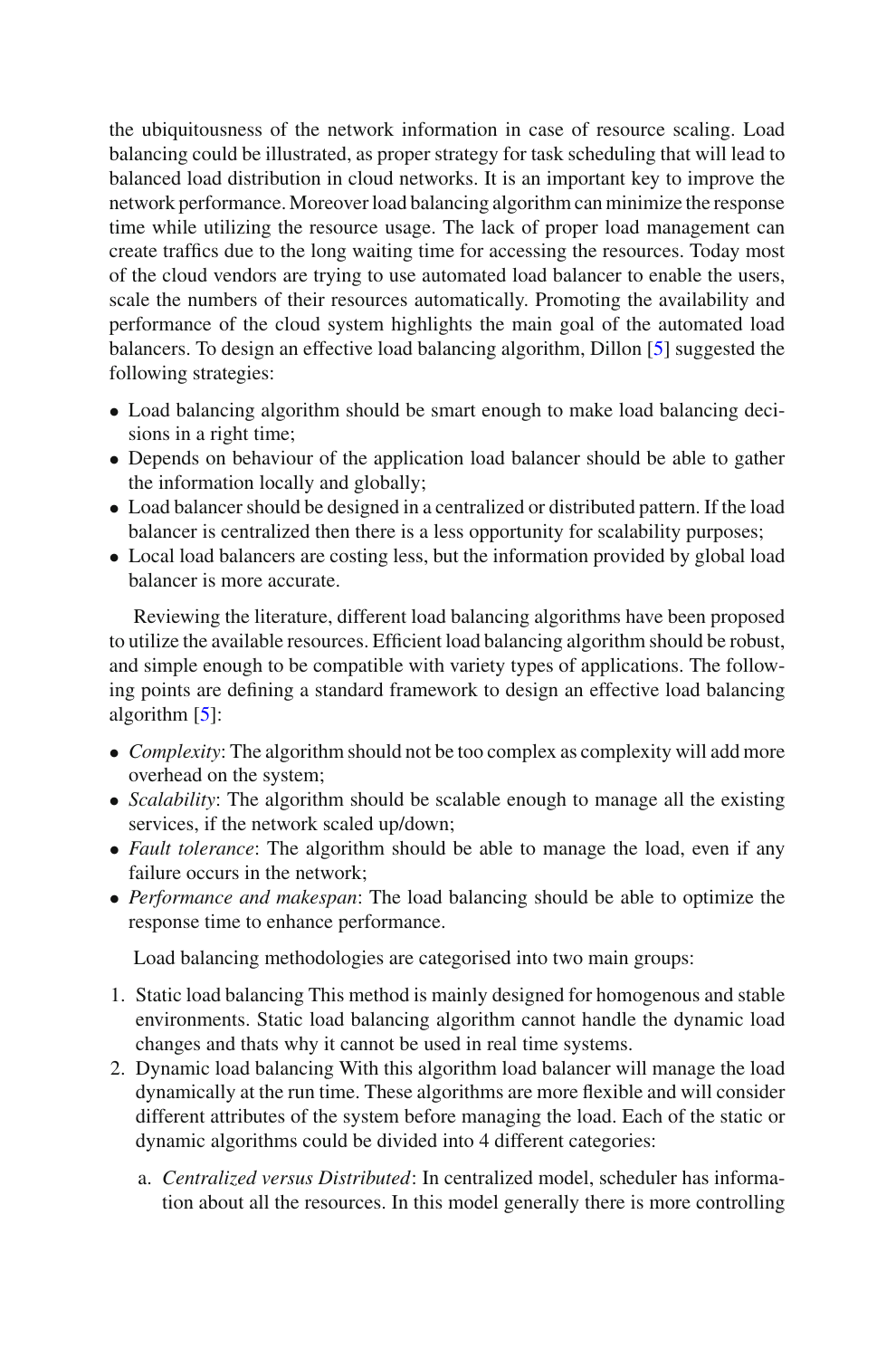the ubiquitousness of the network information in case of resource scaling. Load balancing could be illustrated, as proper strategy for task scheduling that will lead to balanced load distribution in cloud networks. It is an important key to improve the network performance. Moreover load balancing algorithm can minimize the response time while utilizing the resource usage. The lack of proper load management can create traffics due to the long waiting time for accessing the resources. Today most of the cloud vendors are trying to use automated load balancer to enable the users, scale the numbers of their resources automatically. Promoting the availability and performance of the cloud system highlights the main goal of the automated load balancers. To design an effective load balancing algorithm, Dillon [5] suggested the following strategies:

- Load balancing algorithm should be smart enough to make load balancing decisions in a right time;
- Depends on behaviour of the application load balancer should be able to gather the information locally and globally;
- Load balancer should be designed in a centralized or distributed pattern. If the load balancer is centralized then there is a less opportunity for scalability purposes;
- Local load balancers are costing less, but the information provided by global load balancer is more accurate.

Reviewing the literature, different load balancing algorithms have been proposed to utilize the available resources. Efficient load balancing algorithm should be robust, and simple enough to be compatible with variety types of applications. The following points are defining a standard framework to design an effective load balancing algorithm [5]:

- *Complexity*: The algorithm should not be too complex as complexity will add more overhead on the system;
- *Scalability*: The algorithm should be scalable enough to manage all the existing services, if the network scaled up/down;
- *Fault tolerance*: The algorithm should be able to manage the load, even if any failure occurs in the network;
- *Performance and makespan*: The load balancing should be able to optimize the response time to enhance performance.

Load balancing methodologies are categorised into two main groups:

1. Static load balancing This method is mainly designed for homogenous and stable environments. Static load balancing algorithm cannot handle the dynamic load changes and thats why it cannot be used in real time systems.
2. Dynamic load balancing With this algorithm load balancer will manage the load dynamically at the run time. These algorithms are more flexible and will consider different attributes of the system before managing the load. Each of the static or dynamic algorithms could be divided into 4 different categories:
    a. *Centralized versus Distributed*: In centralized model, scheduler has information about all the resources. In this model generally there is more controlling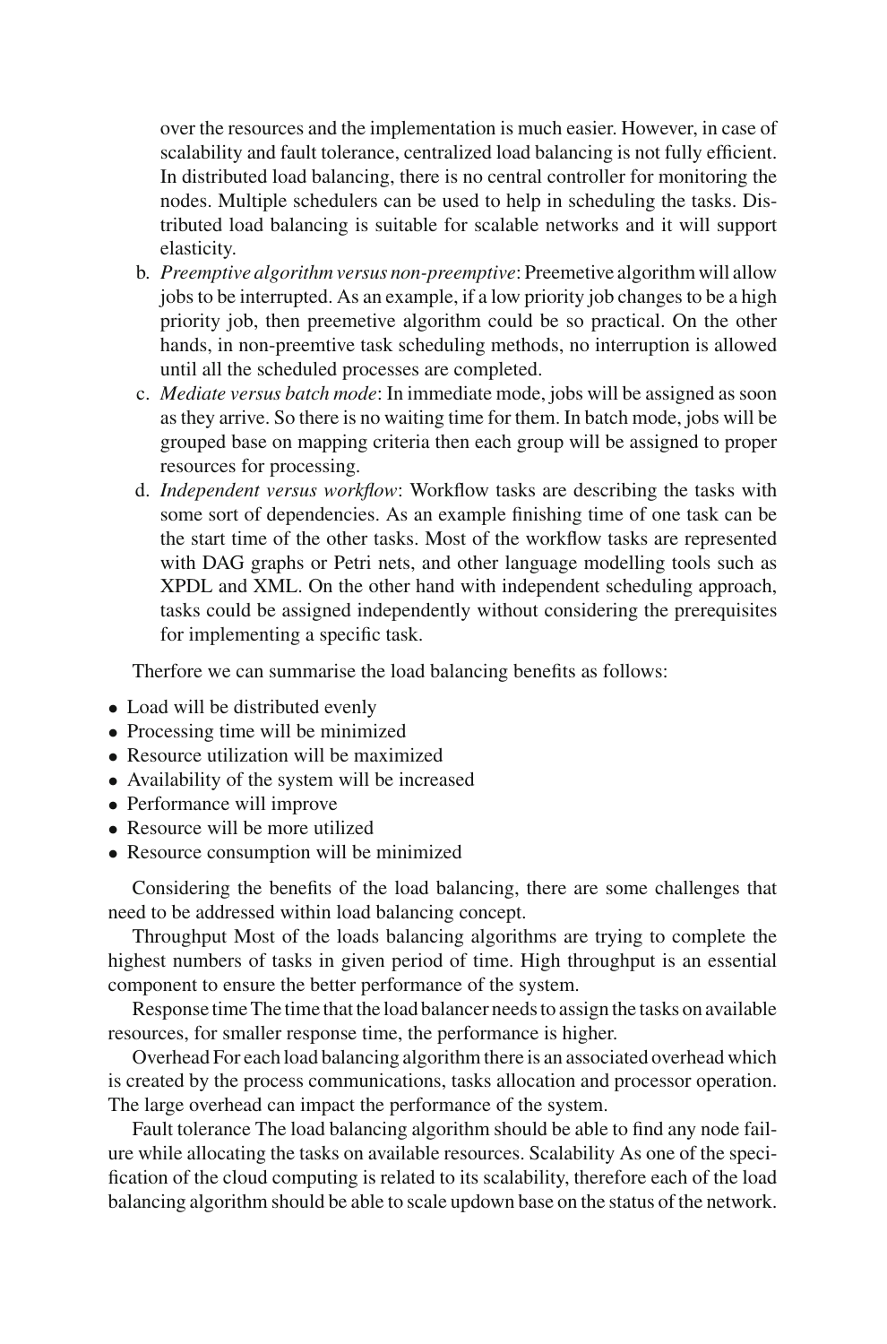over the resources and the implementation is much easier. However, in case of scalability and fault tolerance, centralized load balancing is not fully efficient. In distributed load balancing, there is no central controller for monitoring the nodes. Multiple schedulers can be used to help in scheduling the tasks. Distributed load balancing is suitable for scalable networks and it will support elasticity.

b. *Preemptive algorithm versus non-preemptive*: Preemetive algorithm will allow jobs to be interrupted. As an example, if a low priority job changes to be a high priority job, then preemetive algorithm could be so practical. On the other hands, in non-preemtive task scheduling methods, no interruption is allowed until all the scheduled processes are completed.
c. *Mediate versus batch mode*: In immediate mode, jobs will be assigned as soon as they arrive. So there is no waiting time for them. In batch mode, jobs will be grouped base on mapping criteria then each group will be assigned to proper resources for processing.
d. *Independent versus workflow*: Workflow tasks are describing the tasks with some sort of dependencies. As an example finishing time of one task can be the start time of the other tasks. Most of the workflow tasks are represented with DAG graphs or Petri nets, and other language modelling tools such as XPDL and XML. On the other hand with independent scheduling approach, tasks could be assigned independently without considering the prerequisites for implementing a specific task.

Therfore we can summarise the load balancing benefits as follows:

- Load will be distributed evenly
- Processing time will be minimized
- Resource utilization will be maximized
- Availability of the system will be increased
- Performance will improve
- Resource will be more utilized
- Resource consumption will be minimized

Considering the benefits of the load balancing, there are some challenges that need to be addressed within load balancing concept.

Throughput Most of the loads balancing algorithms are trying to complete the highest numbers of tasks in given period of time. High throughput is an essential component to ensure the better performance of the system.

Response time The time that the load balancer needs to assign the tasks on available resources, for smaller response time, the performance is higher.

Overhead For each load balancing algorithm there is an associated overhead which is created by the process communications, tasks allocation and processor operation. The large overhead can impact the performance of the system.

Fault tolerance The load balancing algorithm should be able to find any node failure while allocating the tasks on available resources. Scalability As one of the specification of the cloud computing is related to its scalability, therefore each of the load balancing algorithm should be able to scale updown base on the status of the network.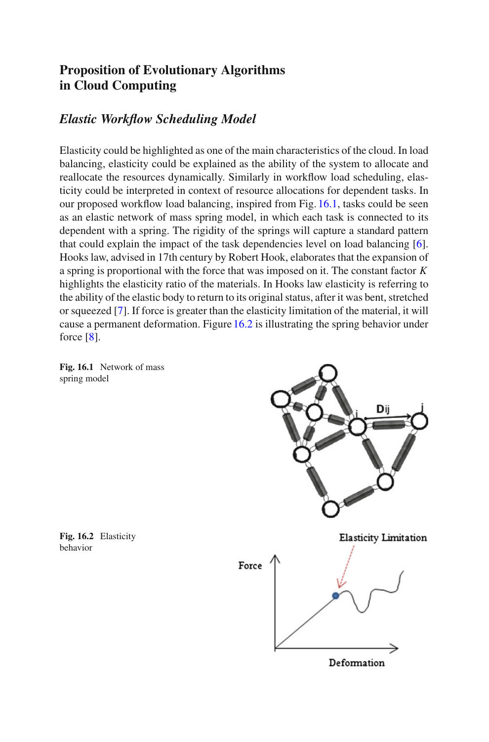## Proposition of Evolutionary Algorithms in Cloud Computing

### *Elastic Workflow Scheduling Model*

Elasticity could be highlighted as one of the main characteristics of the cloud. In load balancing, elasticity could be explained as the ability of the system to allocate and reallocate the resources dynamically. Similarly in workflow load scheduling, elasticity could be interpreted in context of resource allocations for dependent tasks. In our proposed workflow load balancing, inspired from Fig. 16.1, tasks could be seen as an elastic network of mass spring model, in which each task is connected to its dependent with a spring. The rigidity of the springs will capture a standard pattern that could explain the impact of the task dependencies level on load balancing [6]. Hooks law, advised in 17th century by Robert Hook, elaborates that the expansion of a spring is proportional with the force that was imposed on it. The constant factor $K$ highlights the elasticity ratio of the materials. In Hooks law elasticity is referring to the ability of the elastic body to return to its original status, after it was bent, stretched or squeezed [7]. If force is greater than the elasticity limitation of the material, it will cause a permanent deformation. Figure 16.2 is illustrating the spring behavior under force [8].

**Fig. 16.1** Network of mass spring model

**Fig. 16.2** Elasticity behavior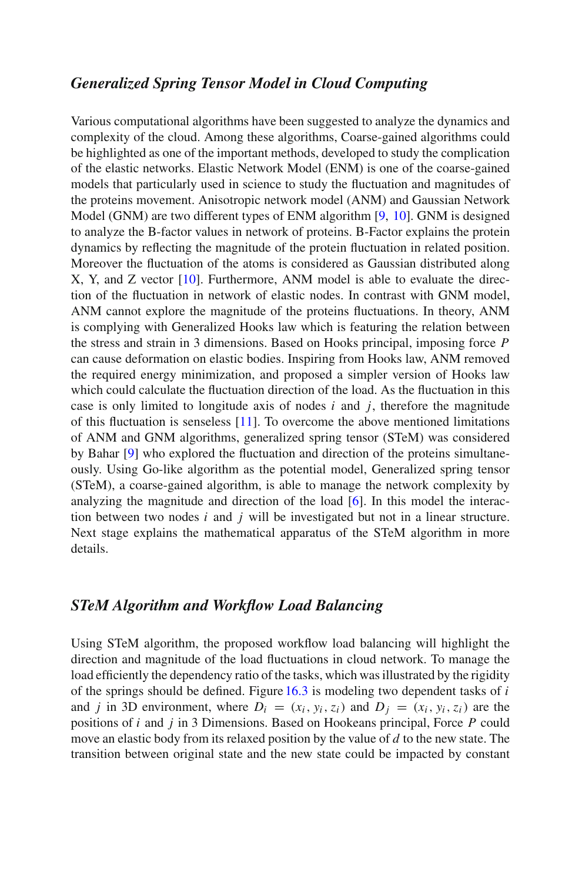### *Generalized Spring Tensor Model in Cloud Computing*

Various computational algorithms have been suggested to analyze the dynamics and complexity of the cloud. Among these algorithms, Coarse-gained algorithms could be highlighted as one of the important methods, developed to study the complication of the elastic networks. Elastic Network Model (ENM) is one of the coarse-gained models that particularly used in science to study the fluctuation and magnitudes of the proteins movement. Anisotropic network model (ANM) and Gaussian Network Model (GNM) are two different types of ENM algorithm [9, 10]. GNM is designed to analyze the B-factor values in network of proteins. B-Factor explains the protein dynamics by reflecting the magnitude of the protein fluctuation in related position. Moreover the fluctuation of the atoms is considered as Gaussian distributed along X, Y, and Z vector [10]. Furthermore, ANM model is able to evaluate the direction of the fluctuation in network of elastic nodes. In contrast with GNM model, ANM cannot explore the magnitude of the proteins fluctuations. In theory, ANM is complying with Generalized Hooks law which is featuring the relation between the stress and strain in 3 dimensions. Based on Hooks principal, imposing force $P$ can cause deformation on elastic bodies. Inspiring from Hooks law, ANM removed the required energy minimization, and proposed a simpler version of Hooks law which could calculate the fluctuation direction of the load. As the fluctuation in this case is only limited to longitude axis of nodes $i$ and $j$, therefore the magnitude of this fluctuation is senseless [11]. To overcome the above mentioned limitations of ANM and GNM algorithms, generalized spring tensor (STeM) was considered by Bahar [9] who explored the fluctuation and direction of the proteins simultaneously. Using Go-like algorithm as the potential model, Generalized spring tensor (STeM), a coarse-gained algorithm, is able to manage the network complexity by analyzing the magnitude and direction of the load [6]. In this model the interaction between two nodes $i$ and $j$ will be investigated but not in a linear structure. Next stage explains the mathematical apparatus of the STeM algorithm in more details.

### *STeM Algorithm and Workflow Load Balancing*

Using STeM algorithm, the proposed workflow load balancing will highlight the direction and magnitude of the load fluctuations in cloud network. To manage the load efficiently the dependency ratio of the tasks, which was illustrated by the rigidity of the springs should be defined. Figure 16.3 is modeling two dependent tasks of $i$ and $j$ in 3D environment, where $D_i = (x_i, y_i, z_i)$ and $D_j = (x_i, y_i, z_i)$ are the positions of $i$ and $j$ in 3 Dimensions. Based on Hookeans principal, Force $P$ could move an elastic body from its relaxed position by the value of $d$ to the new state. The transition between original state and the new state could be impacted by constant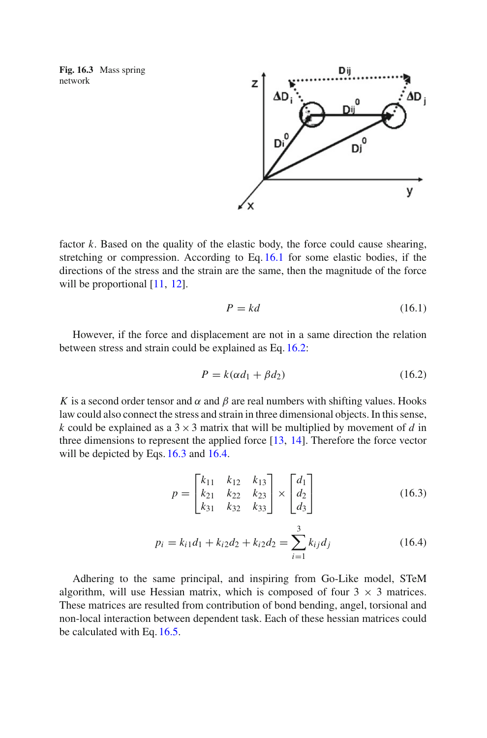Fig. 16.3 Mass spring network

factor $k$. Based on the quality of the elastic body, the force could cause shearing, stretching or compression. According to Eq. 16.1 for some elastic bodies, if the directions of the stress and the strain are the same, then the magnitude of the force will be proportional [11, 12].

$$P = kd \tag{16.1}$$

However, if the force and displacement are not in a same direction the relation between stress and strain could be explained as Eq. 16.2:

$$P = k(\alpha d_1 + \beta d_2) \tag{16.2}$$

$K$ is a second order tensor and $\alpha$ and $\beta$ are real numbers with shifting values. Hooks law could also connect the stress and strain in three dimensional objects. In this sense, $k$ could be explained as a $3 \times 3$ matrix that will be multiplied by movement of $d$ in three dimensions to represent the applied force [13, 14]. Therefore the force vector will be depicted by Eqs. 16.3 and 16.4.

$$p = \begin{bmatrix} k_{11} & k_{12} & k_{13} \\ k_{21} & k_{22} & k_{23} \\ k_{31} & k_{32} & k_{33} \end{bmatrix} \times \begin{bmatrix} d_1 \\ d_2 \\ d_3 \end{bmatrix} \tag{16.3}$$

$$p_i = k_{i1}d_1 + k_{i2}d_2 + k_{i2}d_2 = \sum_{i=1}^{3} k_{ij}d_j \tag{16.4}$$

Adhering to the same principal, and inspiring from Go-Like model, STeM algorithm, will use Hessian matrix, which is composed of four $3 \times 3$ matrices. These matrices are resulted from contribution of bond bending, angel, torsional and non-local interaction between dependent task. Each of these hessian matrices could be calculated with Eq. 16.5.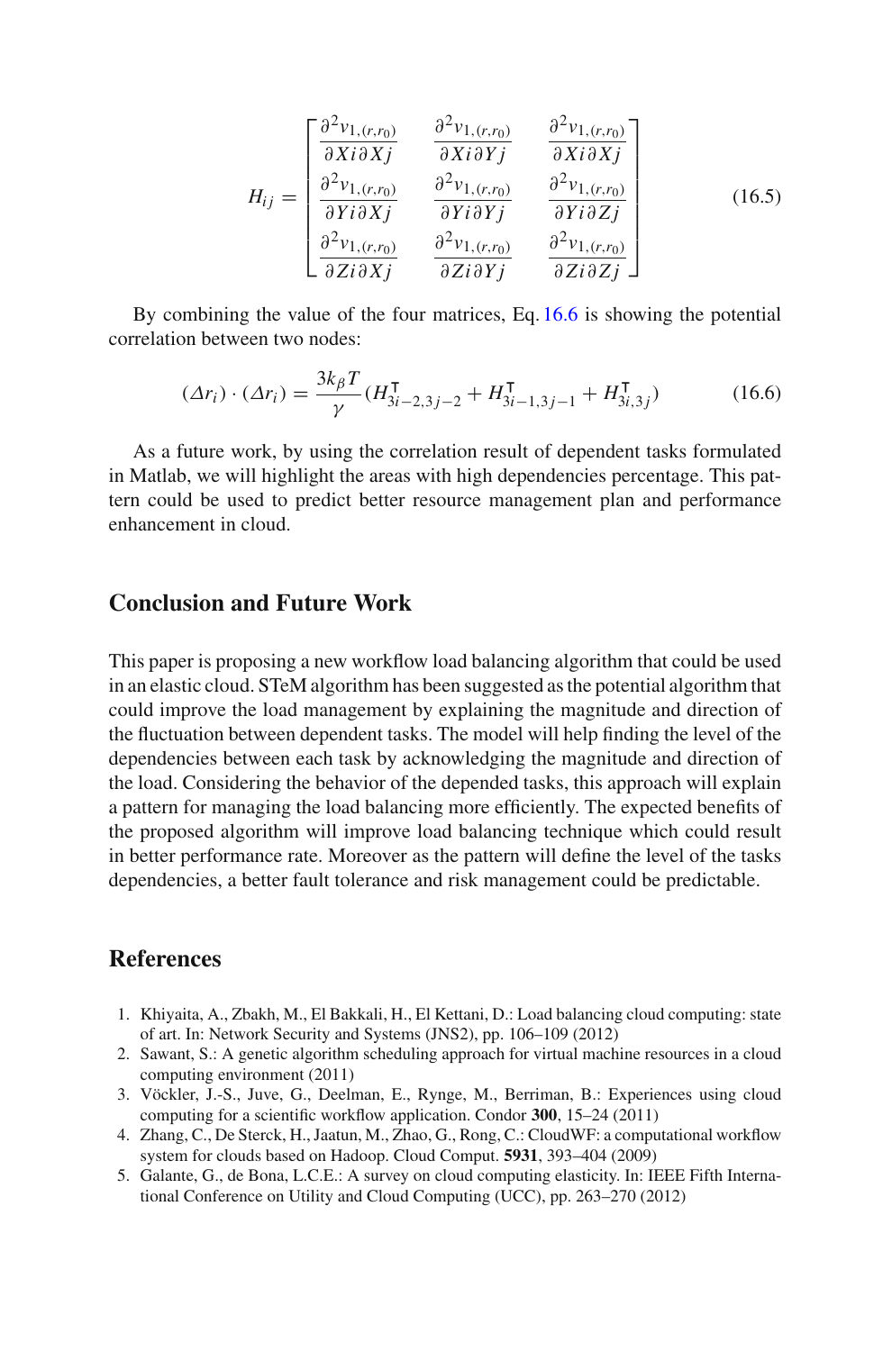$$H_{ij} = \begin{bmatrix} \frac{\partial^2 v_{1,(r,r_0)}}{\partial Xi \partial Xj} & \frac{\partial^2 v_{1,(r,r_0)}}{\partial Xi \partial Yj} & \frac{\partial^2 v_{1,(r,r_0)}}{\partial Xi \partial Xj} \\ \frac{\partial^2 v_{1,(r,r_0)}}{\partial Yi \partial Xj} & \frac{\partial^2 v_{1,(r,r_0)}}{\partial Yi \partial Yj} & \frac{\partial^2 v_{1,(r,r_0)}}{\partial Yi \partial Zj} \\ \frac{\partial^2 v_{1,(r,r_0)}}{\partial Zi \partial Xj} & \frac{\partial^2 v_{1,(r,r_0)}}{\partial Zi \partial Yj} & \frac{\partial^2 v_{1,(r,r_0)}}{\partial Zi \partial Zj} \end{bmatrix} \tag{16.5}$$

By combining the value of the four matrices, Eq. 16.6 is showing the potential correlation between two nodes:

$$(\Delta r_i) \cdot (\Delta r_i) = \frac{3k_\beta T}{\gamma}(H^{\mathsf{T}}_{3i-2,3j-2} + H^{\mathsf{T}}_{3i-1,3j-1} + H^{\mathsf{T}}_{3i,3j}) \tag{16.6}$$

As a future work, by using the correlation result of dependent tasks formulated in Matlab, we will highlight the areas with high dependencies percentage. This pattern could be used to predict better resource management plan and performance enhancement in cloud.

## Conclusion and Future Work

This paper is proposing a new workflow load balancing algorithm that could be used in an elastic cloud. STeM algorithm has been suggested as the potential algorithm that could improve the load management by explaining the magnitude and direction of the fluctuation between dependent tasks. The model will help finding the level of the dependencies between each task by acknowledging the magnitude and direction of the load. Considering the behavior of the depended tasks, this approach will explain a pattern for managing the load balancing more efficiently. The expected benefits of the proposed algorithm will improve load balancing technique which could result in better performance rate. Moreover as the pattern will define the level of the tasks dependencies, a better fault tolerance and risk management could be predictable.

## References

1. Khiyaita, A., Zbakh, M., El Bakkali, H., El Kettani, D.: Load balancing cloud computing: state of art. In: Network Security and Systems (JNS2), pp. 106–109 (2012)
2. Sawant, S.: A genetic algorithm scheduling approach for virtual machine resources in a cloud computing environment (2011)
3. Vöckler, J.-S., Juve, G., Deelman, E., Rynge, M., Berriman, B.: Experiences using cloud computing for a scientific workflow application. Condor **300**, 15–24 (2011)
4. Zhang, C., De Sterck, H., Jaatun, M., Zhao, G., Rong, C.: CloudWF: a computational workflow system for clouds based on Hadoop. Cloud Comput. **5931**, 393–404 (2009)
5. Galante, G., de Bona, L.C.E.: A survey on cloud computing elasticity. In: IEEE Fifth International Conference on Utility and Cloud Computing (UCC), pp. 263–270 (2012)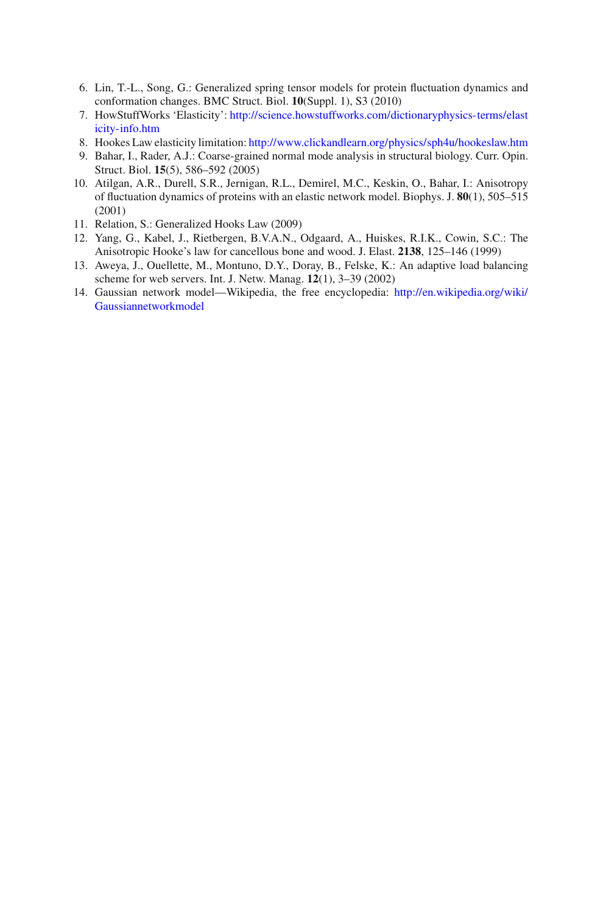6. Lin, T.-L., Song, G.: Generalized spring tensor models for protein fluctuation dynamics and conformation changes. BMC Struct. Biol. **10**(Suppl. 1), S3 (2010)
7. HowStuffWorks 'Elasticity': http://science.howstuffworks.com/dictionaryphysics-terms/elasticity-info.htm
8. Hookes Law elasticity limitation: http://www.clickandlearn.org/physics/sph4u/hookeslaw.htm
9. Bahar, I., Rader, A.J.: Coarse-grained normal mode analysis in structural biology. Curr. Opin. Struct. Biol. **15**(5), 586–592 (2005)
10. Atilgan, A.R., Durell, S.R., Jernigan, R.L., Demirel, M.C., Keskin, O., Bahar, I.: Anisotropy of fluctuation dynamics of proteins with an elastic network model. Biophys. J. **80**(1), 505–515 (2001)
11. Relation, S.: Generalized Hooks Law (2009)
12. Yang, G., Kabel, J., Rietbergen, B.V.A.N., Odgaard, A., Huiskes, R.I.K., Cowin, S.C.: The Anisotropic Hooke's law for cancellous bone and wood. J. Elast. **2138**, 125–146 (1999)
13. Aweya, J., Ouellette, M., Montuno, D.Y., Doray, B., Felske, K.: An adaptive load balancing scheme for web servers. Int. J. Netw. Manag. **12**(1), 3–39 (2002)
14. Gaussian network model—Wikipedia, the free encyclopedia: http://en.wikipedia.org/wiki/Gaussiannetworkmodel